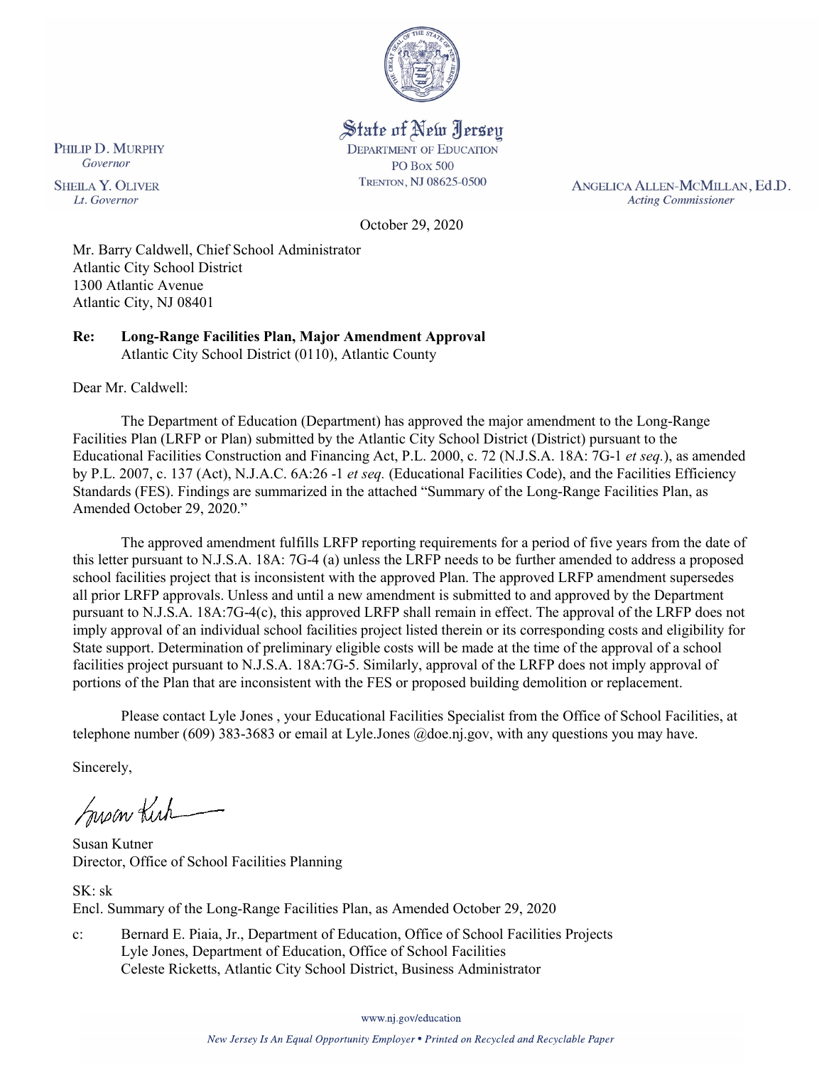State of New Jersey
DEPARTMENT OF EDUCATION
PO Box 500
TRENTON, NJ 08625-0500

PHILIP D. MURPHY
*Governor*

SHEILA Y. OLIVER
*Lt. Governor*

ANGELICA ALLEN-MCMILLAN, Ed.D.
*Acting Commissioner*

October 29, 2020

Mr. Barry Caldwell, Chief School Administrator
Atlantic City School District
1300 Atlantic Avenue
Atlantic City, NJ 08401

**Re: Long-Range Facilities Plan, Major Amendment Approval**
Atlantic City School District (0110), Atlantic County

Dear Mr. Caldwell:

The Department of Education (Department) has approved the major amendment to the Long-Range Facilities Plan (LRFP or Plan) submitted by the Atlantic City School District (District) pursuant to the Educational Facilities Construction and Financing Act, P.L. 2000, c. 72 (N.J.S.A. 18A: 7G-1 *et seq.*), as amended by P.L. 2007, c. 137 (Act), N.J.A.C. 6A:26 -1 *et seq.* (Educational Facilities Code), and the Facilities Efficiency Standards (FES). Findings are summarized in the attached "Summary of the Long-Range Facilities Plan, as Amended October 29, 2020."

The approved amendment fulfills LRFP reporting requirements for a period of five years from the date of this letter pursuant to N.J.S.A. 18A: 7G-4 (a) unless the LRFP needs to be further amended to address a proposed school facilities project that is inconsistent with the approved Plan. The approved LRFP amendment supersedes all prior LRFP approvals. Unless and until a new amendment is submitted to and approved by the Department pursuant to N.J.S.A. 18A:7G-4(c), this approved LRFP shall remain in effect. The approval of the LRFP does not imply approval of an individual school facilities project listed therein or its corresponding costs and eligibility for State support. Determination of preliminary eligible costs will be made at the time of the approval of a school facilities project pursuant to N.J.S.A. 18A:7G-5. Similarly, approval of the LRFP does not imply approval of portions of the Plan that are inconsistent with the FES or proposed building demolition or replacement.

Please contact Lyle Jones , your Educational Facilities Specialist from the Office of School Facilities, at telephone number (609) 383-3683 or email at Lyle.Jones @doe.nj.gov, with any questions you may have.

Sincerely,

Susan Kutner
Director, Office of School Facilities Planning

SK: sk
Encl. Summary of the Long-Range Facilities Plan, as Amended October 29, 2020

c: Bernard E. Piaia, Jr., Department of Education, Office of School Facilities Projects
Lyle Jones, Department of Education, Office of School Facilities
Celeste Ricketts, Atlantic City School District, Business Administrator

www.nj.gov/education

*New Jersey Is An Equal Opportunity Employer • Printed on Recycled and Recyclable Paper*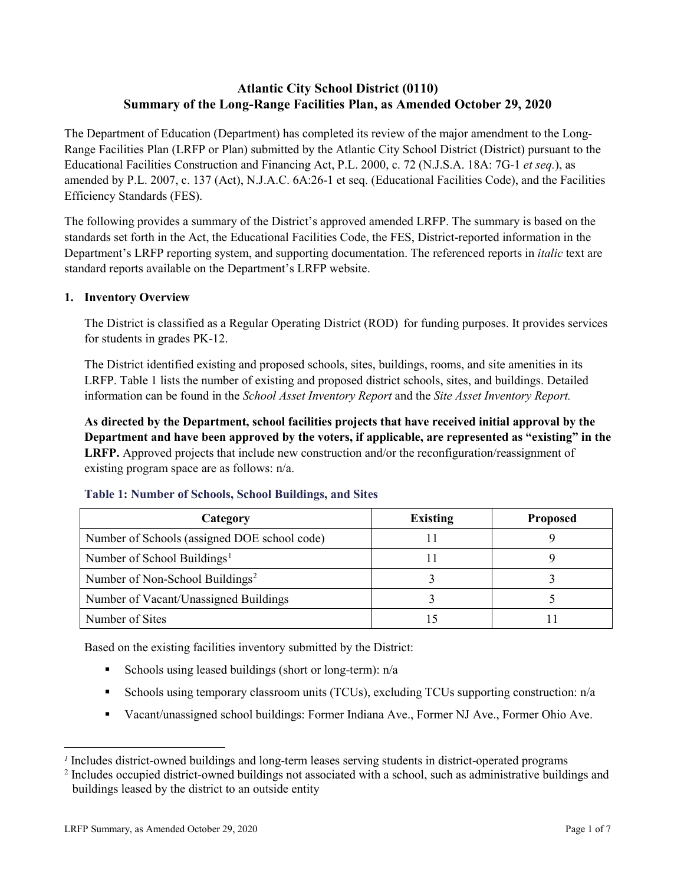# Atlantic City School District (0110)
# Summary of the Long-Range Facilities Plan, as Amended October 29, 2020

The Department of Education (Department) has completed its review of the major amendment to the Long-Range Facilities Plan (LRFP or Plan) submitted by the Atlantic City School District (District) pursuant to the Educational Facilities Construction and Financing Act, P.L. 2000, c. 72 (N.J.S.A. 18A: 7G-1 *et seq.*), as amended by P.L. 2007, c. 137 (Act), N.J.A.C. 6A:26-1 et seq. (Educational Facilities Code), and the Facilities Efficiency Standards (FES).

The following provides a summary of the District's approved amended LRFP. The summary is based on the standards set forth in the Act, the Educational Facilities Code, the FES, District-reported information in the Department's LRFP reporting system, and supporting documentation. The referenced reports in *italic* text are standard reports available on the Department's LRFP website.

## 1. Inventory Overview

The District is classified as a Regular Operating District (ROD) for funding purposes. It provides services for students in grades PK-12.

The District identified existing and proposed schools, sites, buildings, rooms, and site amenities in its LRFP. Table 1 lists the number of existing and proposed district schools, sites, and buildings. Detailed information can be found in the *School Asset Inventory Report* and the *Site Asset Inventory Report.*

**As directed by the Department, school facilities projects that have received initial approval by the Department and have been approved by the voters, if applicable, are represented as "existing" in the LRFP.** Approved projects that include new construction and/or the reconfiguration/reassignment of existing program space are as follows: n/a.

### Table 1: Number of Schools, School Buildings, and Sites

| Category | Existing | Proposed |
|---|---|---|
| Number of Schools (assigned DOE school code) | 11 | 9 |
| Number of School Buildings[1] | 11 | 9 |
| Number of Non-School Buildings[2] | 3 | 3 |
| Number of Vacant/Unassigned Buildings | 3 | 5 |
| Number of Sites | 15 | 11 |

Based on the existing facilities inventory submitted by the District:

- Schools using leased buildings (short or long-term): n/a
- Schools using temporary classroom units (TCUs), excluding TCUs supporting construction: n/a
- Vacant/unassigned school buildings: Former Indiana Ave., Former NJ Ave., Former Ohio Ave.

[1] Includes district-owned buildings and long-term leases serving students in district-operated programs

[2] Includes occupied district-owned buildings not associated with a school, such as administrative buildings and buildings leased by the district to an outside entity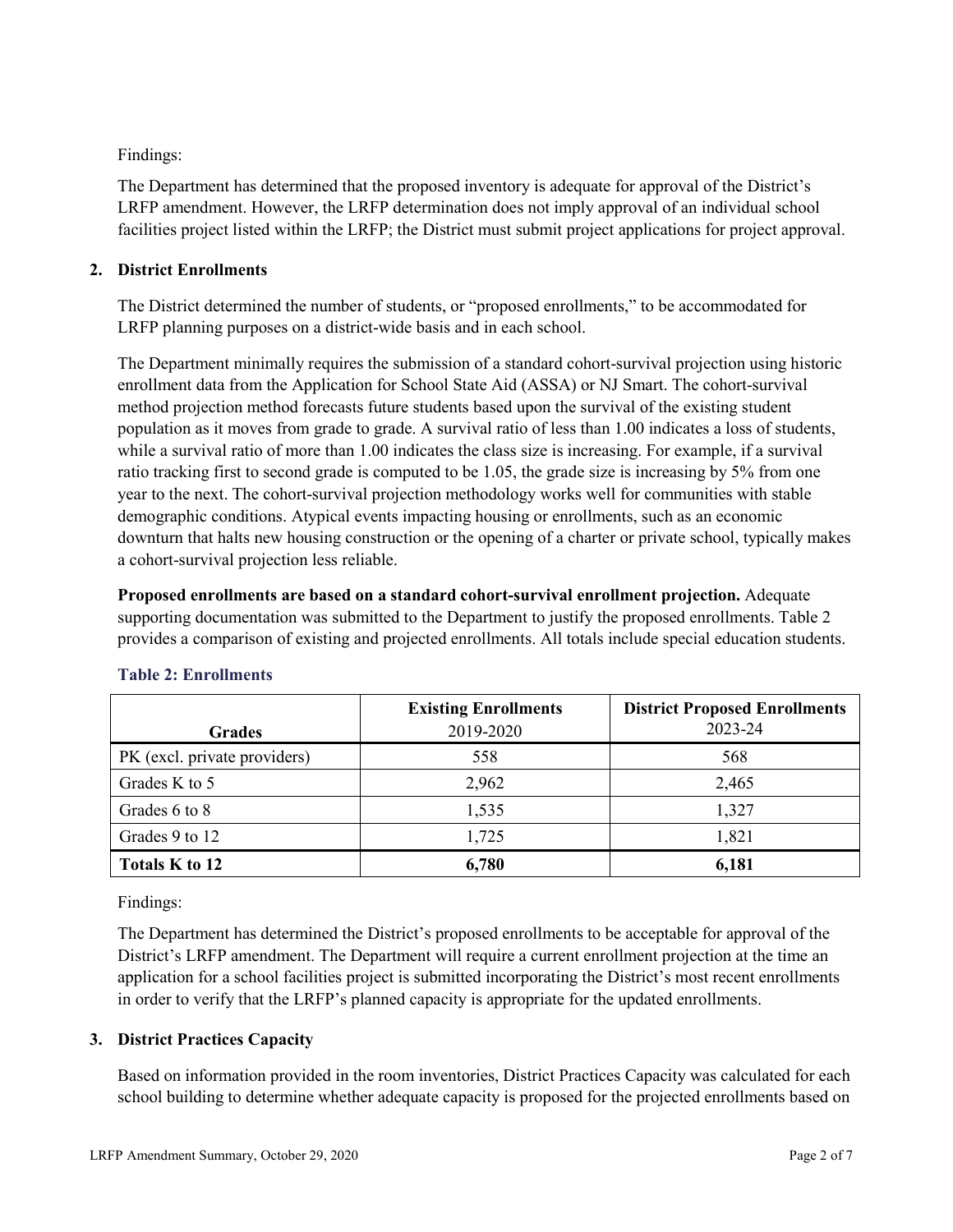Findings:

The Department has determined that the proposed inventory is adequate for approval of the District's LRFP amendment. However, the LRFP determination does not imply approval of an individual school facilities project listed within the LRFP; the District must submit project applications for project approval.

## 2. District Enrollments

The District determined the number of students, or "proposed enrollments," to be accommodated for LRFP planning purposes on a district-wide basis and in each school.

The Department minimally requires the submission of a standard cohort-survival projection using historic enrollment data from the Application for School State Aid (ASSA) or NJ Smart. The cohort-survival method projection method forecasts future students based upon the survival of the existing student population as it moves from grade to grade. A survival ratio of less than 1.00 indicates a loss of students, while a survival ratio of more than 1.00 indicates the class size is increasing. For example, if a survival ratio tracking first to second grade is computed to be 1.05, the grade size is increasing by 5% from one year to the next. The cohort-survival projection methodology works well for communities with stable demographic conditions. Atypical events impacting housing or enrollments, such as an economic downturn that halts new housing construction or the opening of a charter or private school, typically makes a cohort-survival projection less reliable.

**Proposed enrollments are based on a standard cohort-survival enrollment projection.** Adequate supporting documentation was submitted to the Department to justify the proposed enrollments. Table 2 provides a comparison of existing and projected enrollments. All totals include special education students.

### Table 2: Enrollments

| Grades | Existing Enrollments 2019-2020 | District Proposed Enrollments 2023-24 |
|---|---|---|
| PK (excl. private providers) | 558 | 568 |
| Grades K to 5 | 2,962 | 2,465 |
| Grades 6 to 8 | 1,535 | 1,327 |
| Grades 9 to 12 | 1,725 | 1,821 |
| **Totals K to 12** | **6,780** | **6,181** |

Findings:

The Department has determined the District's proposed enrollments to be acceptable for approval of the District's LRFP amendment. The Department will require a current enrollment projection at the time an application for a school facilities project is submitted incorporating the District's most recent enrollments in order to verify that the LRFP's planned capacity is appropriate for the updated enrollments.

## 3. District Practices Capacity

Based on information provided in the room inventories, District Practices Capacity was calculated for each school building to determine whether adequate capacity is proposed for the projected enrollments based on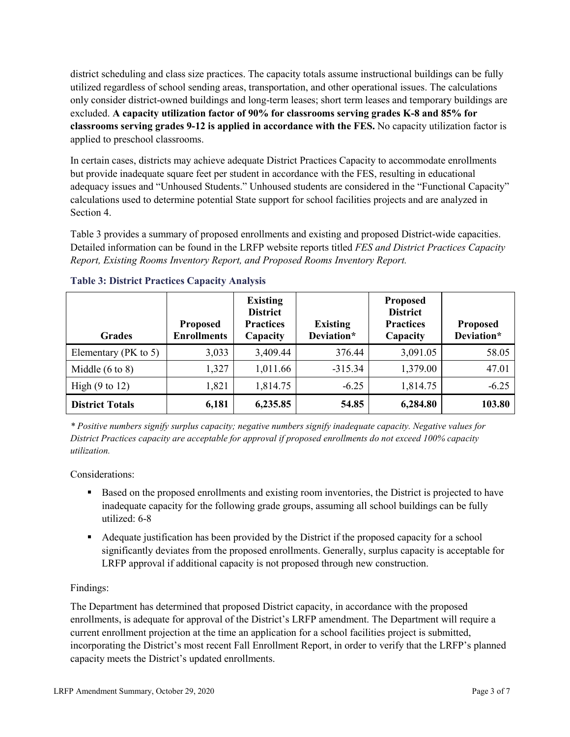district scheduling and class size practices. The capacity totals assume instructional buildings can be fully utilized regardless of school sending areas, transportation, and other operational issues. The calculations only consider district-owned buildings and long-term leases; short term leases and temporary buildings are excluded. **A capacity utilization factor of 90% for classrooms serving grades K-8 and 85% for classrooms serving grades 9-12 is applied in accordance with the FES.** No capacity utilization factor is applied to preschool classrooms.

In certain cases, districts may achieve adequate District Practices Capacity to accommodate enrollments but provide inadequate square feet per student in accordance with the FES, resulting in educational adequacy issues and "Unhoused Students." Unhoused students are considered in the "Functional Capacity" calculations used to determine potential State support for school facilities projects and are analyzed in Section 4.

Table 3 provides a summary of proposed enrollments and existing and proposed District-wide capacities. Detailed information can be found in the LRFP website reports titled *FES and District Practices Capacity Report, Existing Rooms Inventory Report, and Proposed Rooms Inventory Report.*

### Table 3: District Practices Capacity Analysis

| Grades | Proposed Enrollments | Existing District Practices Capacity | Existing Deviation* | Proposed District Practices Capacity | Proposed Deviation* |
|---|---|---|---|---|---|
| Elementary (PK to 5) | 3,033 | 3,409.44 | 376.44 | 3,091.05 | 58.05 |
| Middle (6 to 8) | 1,327 | 1,011.66 | -315.34 | 1,379.00 | 47.01 |
| High (9 to 12) | 1,821 | 1,814.75 | -6.25 | 1,814.75 | -6.25 |
| **District Totals** | **6,181** | **6,235.85** | **54.85** | **6,284.80** | **103.80** |

*\* Positive numbers signify surplus capacity; negative numbers signify inadequate capacity. Negative values for District Practices capacity are acceptable for approval if proposed enrollments do not exceed 100% capacity utilization.*

Considerations:

- Based on the proposed enrollments and existing room inventories, the District is projected to have inadequate capacity for the following grade groups, assuming all school buildings can be fully utilized: 6-8
- Adequate justification has been provided by the District if the proposed capacity for a school significantly deviates from the proposed enrollments. Generally, surplus capacity is acceptable for LRFP approval if additional capacity is not proposed through new construction.

Findings:

The Department has determined that proposed District capacity, in accordance with the proposed enrollments, is adequate for approval of the District's LRFP amendment. The Department will require a current enrollment projection at the time an application for a school facilities project is submitted, incorporating the District's most recent Fall Enrollment Report, in order to verify that the LRFP's planned capacity meets the District's updated enrollments.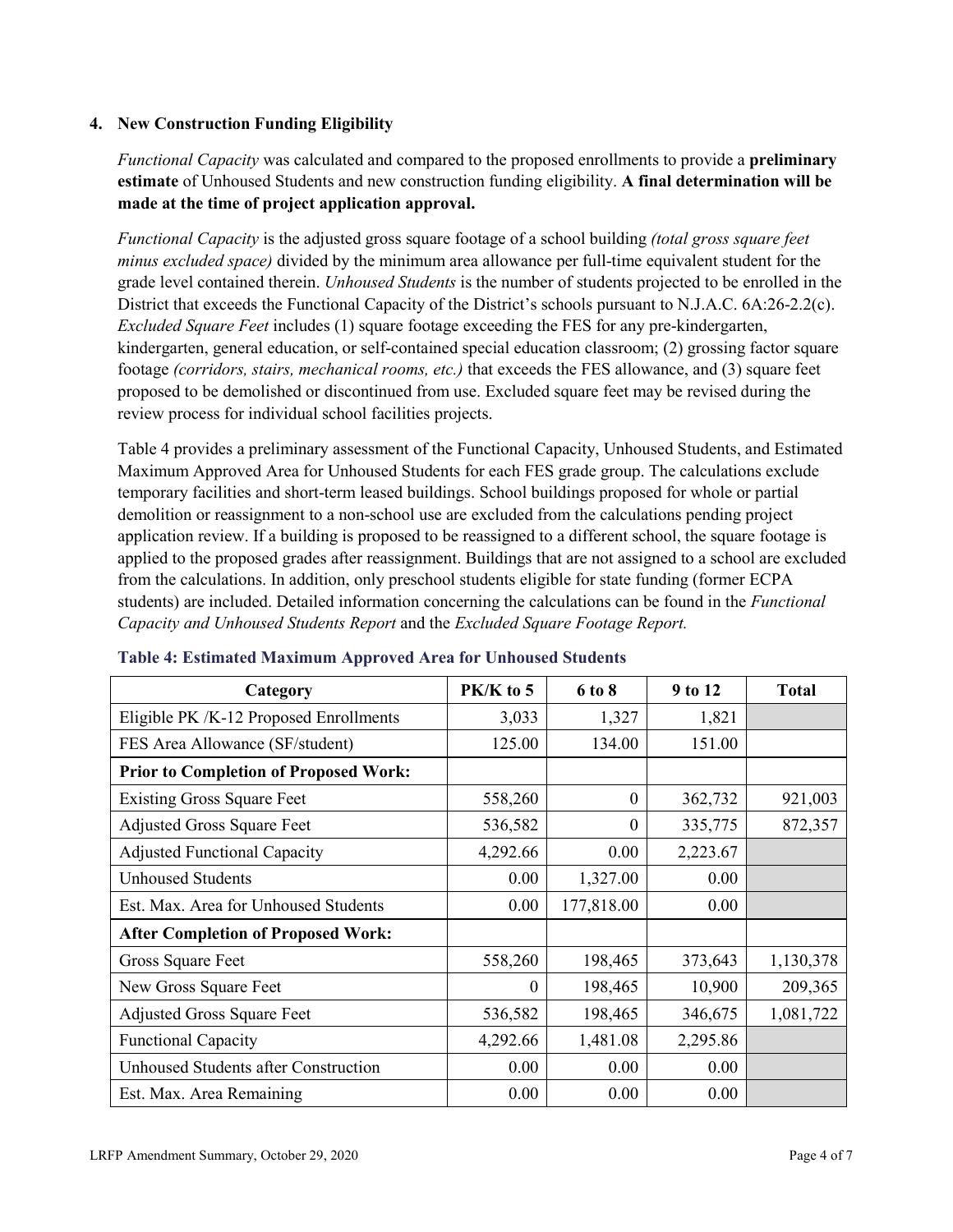### 4. New Construction Funding Eligibility

*Functional Capacity* was calculated and compared to the proposed enrollments to provide a **preliminary estimate** of Unhoused Students and new construction funding eligibility. **A final determination will be made at the time of project application approval.**

*Functional Capacity* is the adjusted gross square footage of a school building *(total gross square feet minus excluded space)* divided by the minimum area allowance per full-time equivalent student for the grade level contained therein. *Unhoused Students* is the number of students projected to be enrolled in the District that exceeds the Functional Capacity of the District's schools pursuant to N.J.A.C. 6A:26-2.2(c). *Excluded Square Feet* includes (1) square footage exceeding the FES for any pre-kindergarten, kindergarten, general education, or self-contained special education classroom; (2) grossing factor square footage *(corridors, stairs, mechanical rooms, etc.)* that exceeds the FES allowance, and (3) square feet proposed to be demolished or discontinued from use. Excluded square feet may be revised during the review process for individual school facilities projects.

Table 4 provides a preliminary assessment of the Functional Capacity, Unhoused Students, and Estimated Maximum Approved Area for Unhoused Students for each FES grade group. The calculations exclude temporary facilities and short-term leased buildings. School buildings proposed for whole or partial demolition or reassignment to a non-school use are excluded from the calculations pending project application review. If a building is proposed to be reassigned to a different school, the square footage is applied to the proposed grades after reassignment. Buildings that are not assigned to a school are excluded from the calculations. In addition, only preschool students eligible for state funding (former ECPA students) are included. Detailed information concerning the calculations can be found in the *Functional Capacity and Unhoused Students Report* and the *Excluded Square Footage Report.*

**Table 4: Estimated Maximum Approved Area for Unhoused Students**

| Category | PK/K to 5 | 6 to 8 | 9 to 12 | Total |
|---|---|---|---|---|
| Eligible PK /K-12 Proposed Enrollments | 3,033 | 1,327 | 1,821 | |
| FES Area Allowance (SF/student) | 125.00 | 134.00 | 151.00 | |
| **Prior to Completion of Proposed Work:** | | | | |
| Existing Gross Square Feet | 558,260 | 0 | 362,732 | 921,003 |
| Adjusted Gross Square Feet | 536,582 | 0 | 335,775 | 872,357 |
| Adjusted Functional Capacity | 4,292.66 | 0.00 | 2,223.67 | |
| Unhoused Students | 0.00 | 1,327.00 | 0.00 | |
| Est. Max. Area for Unhoused Students | 0.00 | 177,818.00 | 0.00 | |
| **After Completion of Proposed Work:** | | | | |
| Gross Square Feet | 558,260 | 198,465 | 373,643 | 1,130,378 |
| New Gross Square Feet | 0 | 198,465 | 10,900 | 209,365 |
| Adjusted Gross Square Feet | 536,582 | 198,465 | 346,675 | 1,081,722 |
| Functional Capacity | 4,292.66 | 1,481.08 | 2,295.86 | |
| Unhoused Students after Construction | 0.00 | 0.00 | 0.00 | |
| Est. Max. Area Remaining | 0.00 | 0.00 | 0.00 | |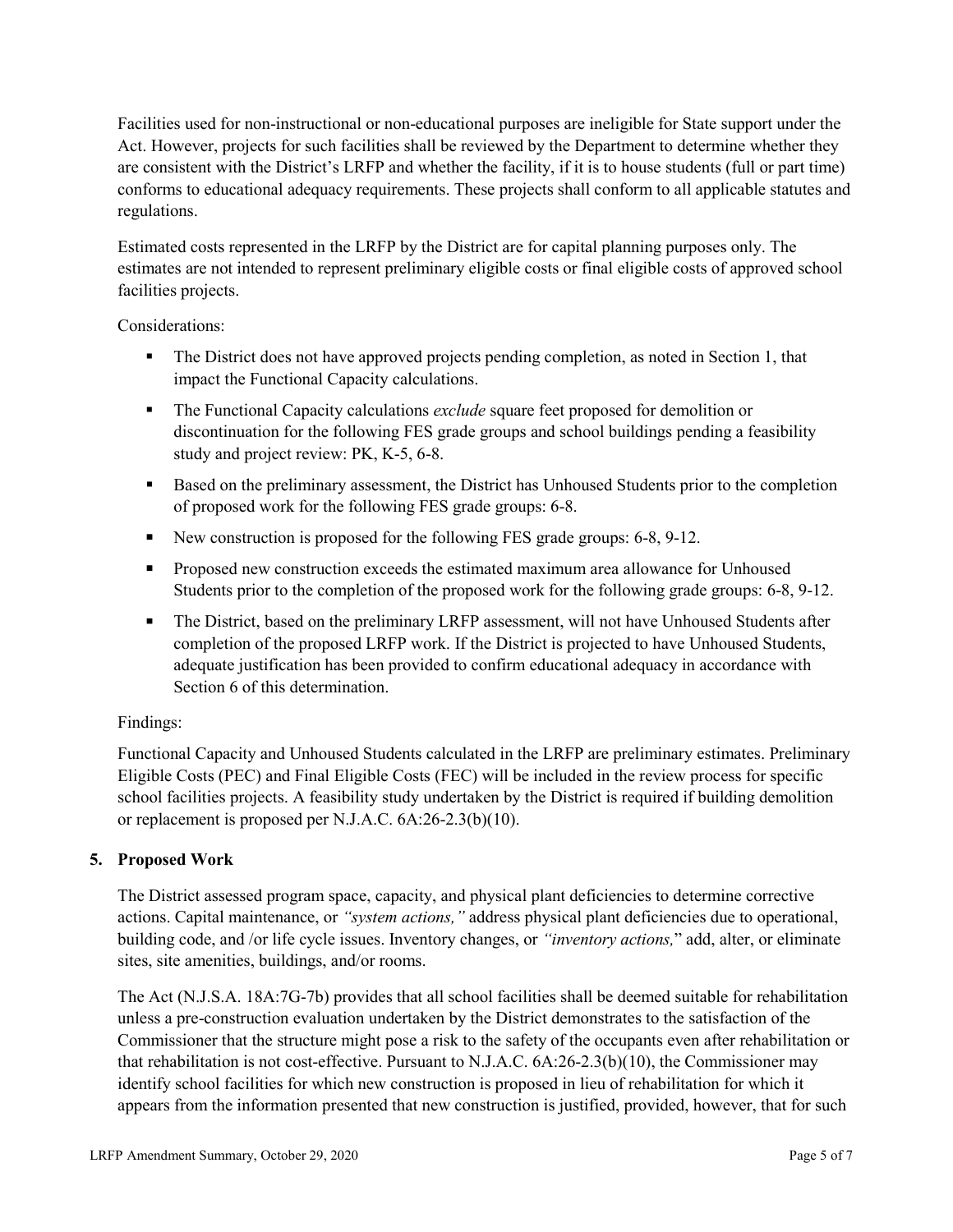Facilities used for non-instructional or non-educational purposes are ineligible for State support under the Act. However, projects for such facilities shall be reviewed by the Department to determine whether they are consistent with the District's LRFP and whether the facility, if it is to house students (full or part time) conforms to educational adequacy requirements. These projects shall conform to all applicable statutes and regulations.

Estimated costs represented in the LRFP by the District are for capital planning purposes only. The estimates are not intended to represent preliminary eligible costs or final eligible costs of approved school facilities projects.

Considerations:

- The District does not have approved projects pending completion, as noted in Section 1, that impact the Functional Capacity calculations.
- The Functional Capacity calculations *exclude* square feet proposed for demolition or discontinuation for the following FES grade groups and school buildings pending a feasibility study and project review: PK, K-5, 6-8.
- Based on the preliminary assessment, the District has Unhoused Students prior to the completion of proposed work for the following FES grade groups: 6-8.
- New construction is proposed for the following FES grade groups: 6-8, 9-12.
- Proposed new construction exceeds the estimated maximum area allowance for Unhoused Students prior to the completion of the proposed work for the following grade groups: 6-8, 9-12.
- The District, based on the preliminary LRFP assessment, will not have Unhoused Students after completion of the proposed LRFP work. If the District is projected to have Unhoused Students, adequate justification has been provided to confirm educational adequacy in accordance with Section 6 of this determination.

Findings:

Functional Capacity and Unhoused Students calculated in the LRFP are preliminary estimates. Preliminary Eligible Costs (PEC) and Final Eligible Costs (FEC) will be included in the review process for specific school facilities projects. A feasibility study undertaken by the District is required if building demolition or replacement is proposed per N.J.A.C. 6A:26-2.3(b)(10).

## 5. Proposed Work

The District assessed program space, capacity, and physical plant deficiencies to determine corrective actions. Capital maintenance, or *"system actions,"* address physical plant deficiencies due to operational, building code, and /or life cycle issues. Inventory changes, or *"inventory actions,"* add, alter, or eliminate sites, site amenities, buildings, and/or rooms.

The Act (N.J.S.A. 18A:7G-7b) provides that all school facilities shall be deemed suitable for rehabilitation unless a pre-construction evaluation undertaken by the District demonstrates to the satisfaction of the Commissioner that the structure might pose a risk to the safety of the occupants even after rehabilitation or that rehabilitation is not cost-effective. Pursuant to N.J.A.C. 6A:26-2.3(b)(10), the Commissioner may identify school facilities for which new construction is proposed in lieu of rehabilitation for which it appears from the information presented that new construction is justified, provided, however, that for such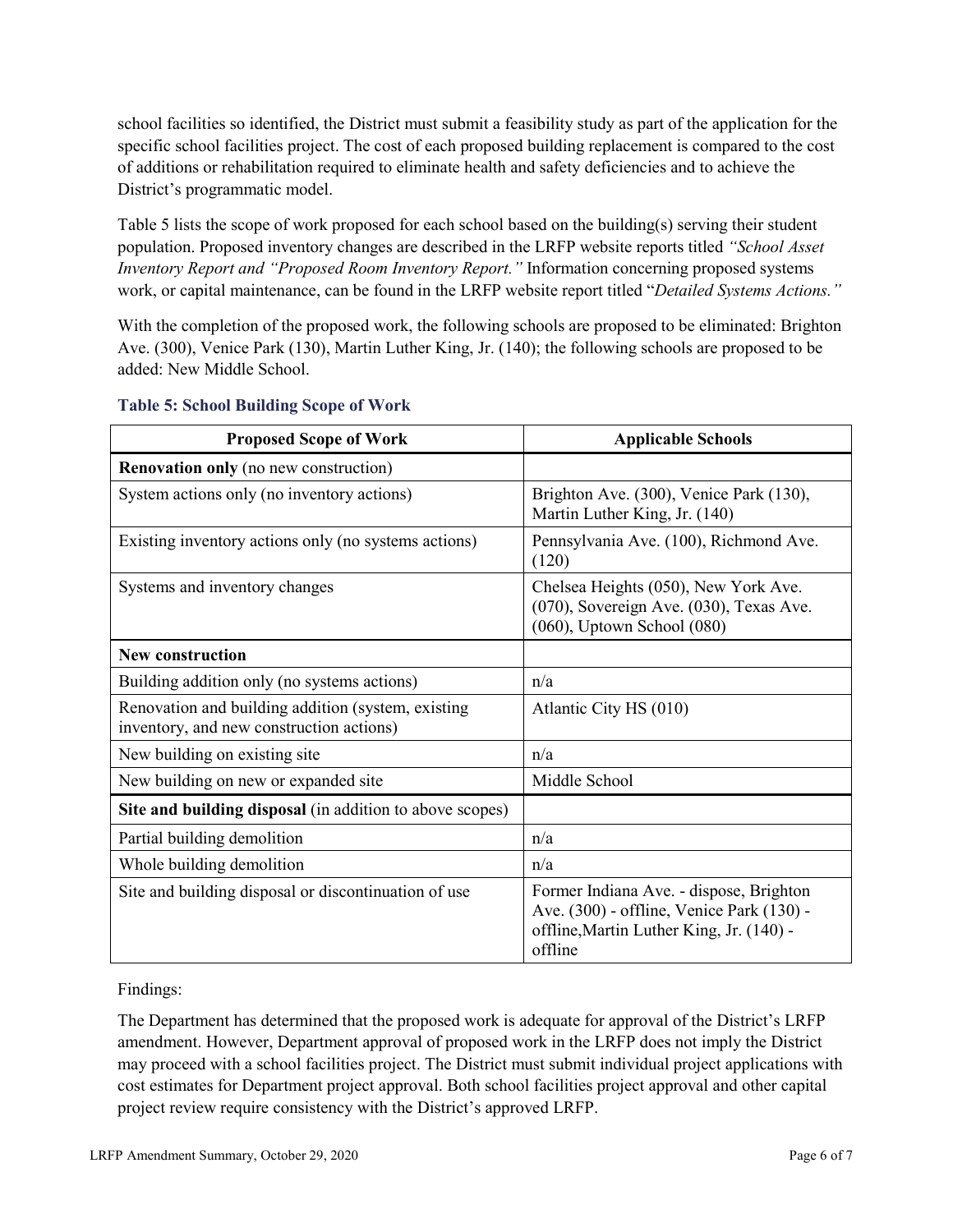school facilities so identified, the District must submit a feasibility study as part of the application for the specific school facilities project. The cost of each proposed building replacement is compared to the cost of additions or rehabilitation required to eliminate health and safety deficiencies and to achieve the District's programmatic model.

Table 5 lists the scope of work proposed for each school based on the building(s) serving their student population. Proposed inventory changes are described in the LRFP website reports titled *"School Asset Inventory Report and "Proposed Room Inventory Report."* Information concerning proposed systems work, or capital maintenance, can be found in the LRFP website report titled "*Detailed Systems Actions."*

With the completion of the proposed work, the following schools are proposed to be eliminated: Brighton Ave. (300), Venice Park (130), Martin Luther King, Jr. (140); the following schools are proposed to be added: New Middle School.

### Table 5: School Building Scope of Work

| Proposed Scope of Work | Applicable Schools |
|---|---|
| **Renovation only** (no new construction) | |
| System actions only (no inventory actions) | Brighton Ave. (300), Venice Park (130), Martin Luther King, Jr. (140) |
| Existing inventory actions only (no systems actions) | Pennsylvania Ave. (100), Richmond Ave. (120) |
| Systems and inventory changes | Chelsea Heights (050), New York Ave. (070), Sovereign Ave. (030), Texas Ave. (060), Uptown School (080) |
| **New construction** | |
| Building addition only (no systems actions) | n/a |
| Renovation and building addition (system, existing inventory, and new construction actions) | Atlantic City HS (010) |
| New building on existing site | n/a |
| New building on new or expanded site | Middle School |
| **Site and building disposal** (in addition to above scopes) | |
| Partial building demolition | n/a |
| Whole building demolition | n/a |
| Site and building disposal or discontinuation of use | Former Indiana Ave. - dispose, Brighton Ave. (300) - offline, Venice Park (130) - offline,Martin Luther King, Jr. (140) - offline |

Findings:

The Department has determined that the proposed work is adequate for approval of the District's LRFP amendment. However, Department approval of proposed work in the LRFP does not imply the District may proceed with a school facilities project. The District must submit individual project applications with cost estimates for Department project approval. Both school facilities project approval and other capital project review require consistency with the District's approved LRFP.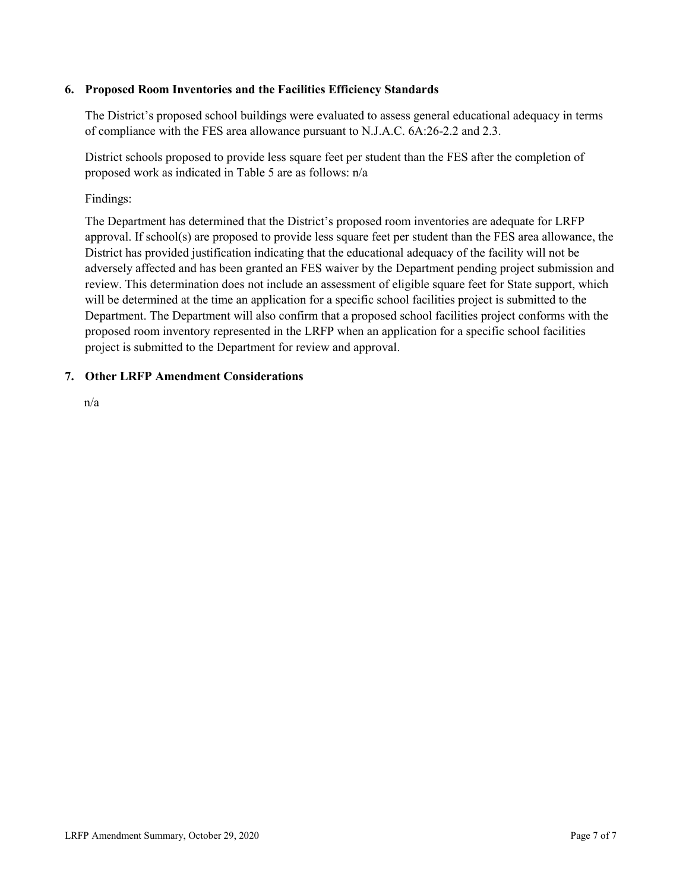## 6. Proposed Room Inventories and the Facilities Efficiency Standards

The District's proposed school buildings were evaluated to assess general educational adequacy in terms of compliance with the FES area allowance pursuant to N.J.A.C. 6A:26-2.2 and 2.3.

District schools proposed to provide less square feet per student than the FES after the completion of proposed work as indicated in Table 5 are as follows: n/a

Findings:

The Department has determined that the District's proposed room inventories are adequate for LRFP approval. If school(s) are proposed to provide less square feet per student than the FES area allowance, the District has provided justification indicating that the educational adequacy of the facility will not be adversely affected and has been granted an FES waiver by the Department pending project submission and review. This determination does not include an assessment of eligible square feet for State support, which will be determined at the time an application for a specific school facilities project is submitted to the Department. The Department will also confirm that a proposed school facilities project conforms with the proposed room inventory represented in the LRFP when an application for a specific school facilities project is submitted to the Department for review and approval.

## 7. Other LRFP Amendment Considerations

n/a